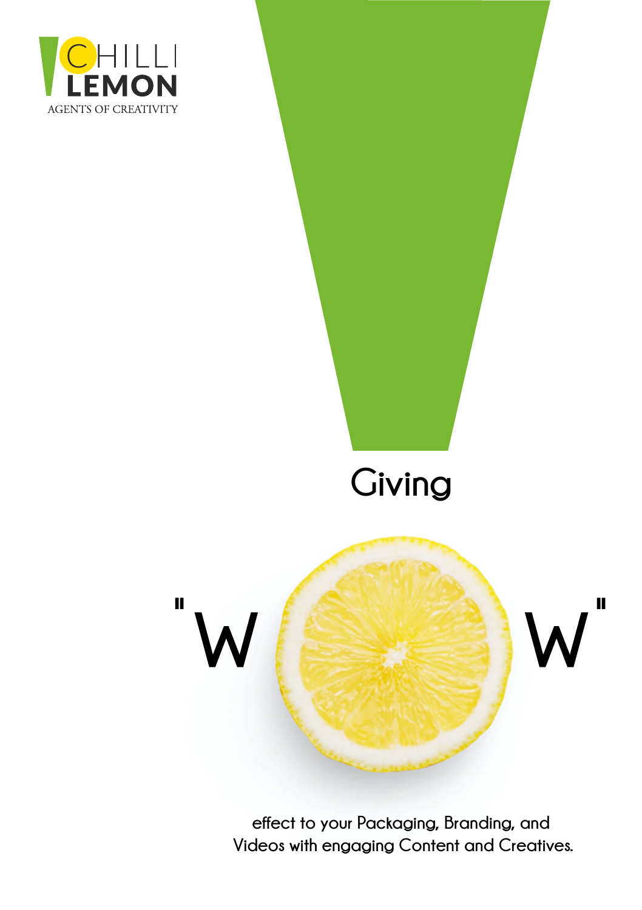CHILLI LEMON

AGENTS OF CREATIVITY

Giving

"W W"

effect to your Packaging, Branding, and Videos with engaging Content and Creatives.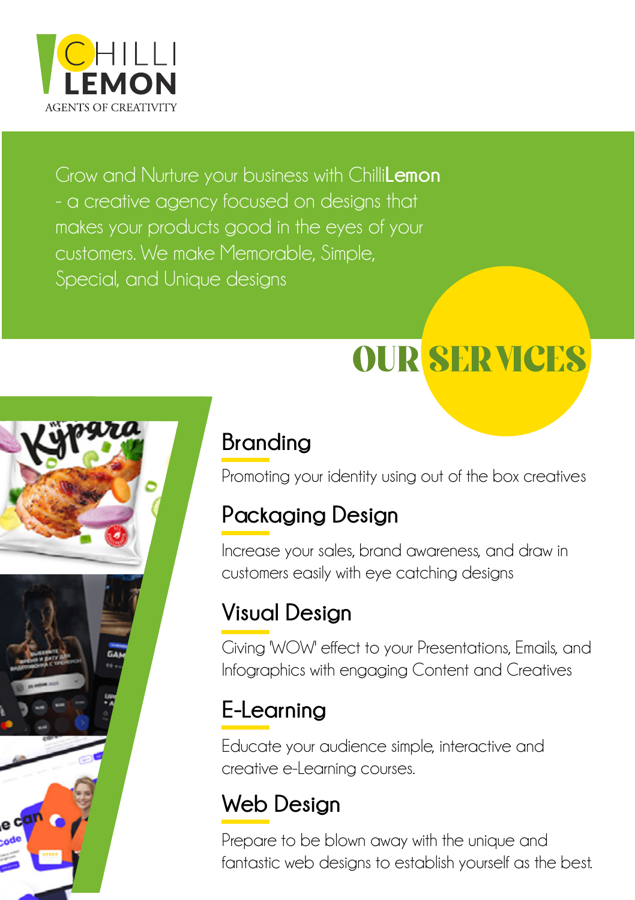CHILLI LEMON
AGENTS OF CREATIVITY

Grow and Nurture your business with Chilli**Lemon** - a creative agency focused on designs that makes your products good in the eyes of your customers. We make Memorable, Simple, Special, and Unique designs

# OUR SERVICES

## Branding

Promoting your identity using out of the box creatives

## Packaging Design

Increase your sales, brand awareness, and draw in customers easily with eye catching designs

## Visual Design

Giving 'WOW' effect to your Presentations, Emails, and Infographics with engaging Content and Creatives

## E-Learning

Educate your audience simple, interactive and creative e-Learning courses.

## Web Design

Prepare to be blown away with the unique and fantastic web designs to establish yourself as the best.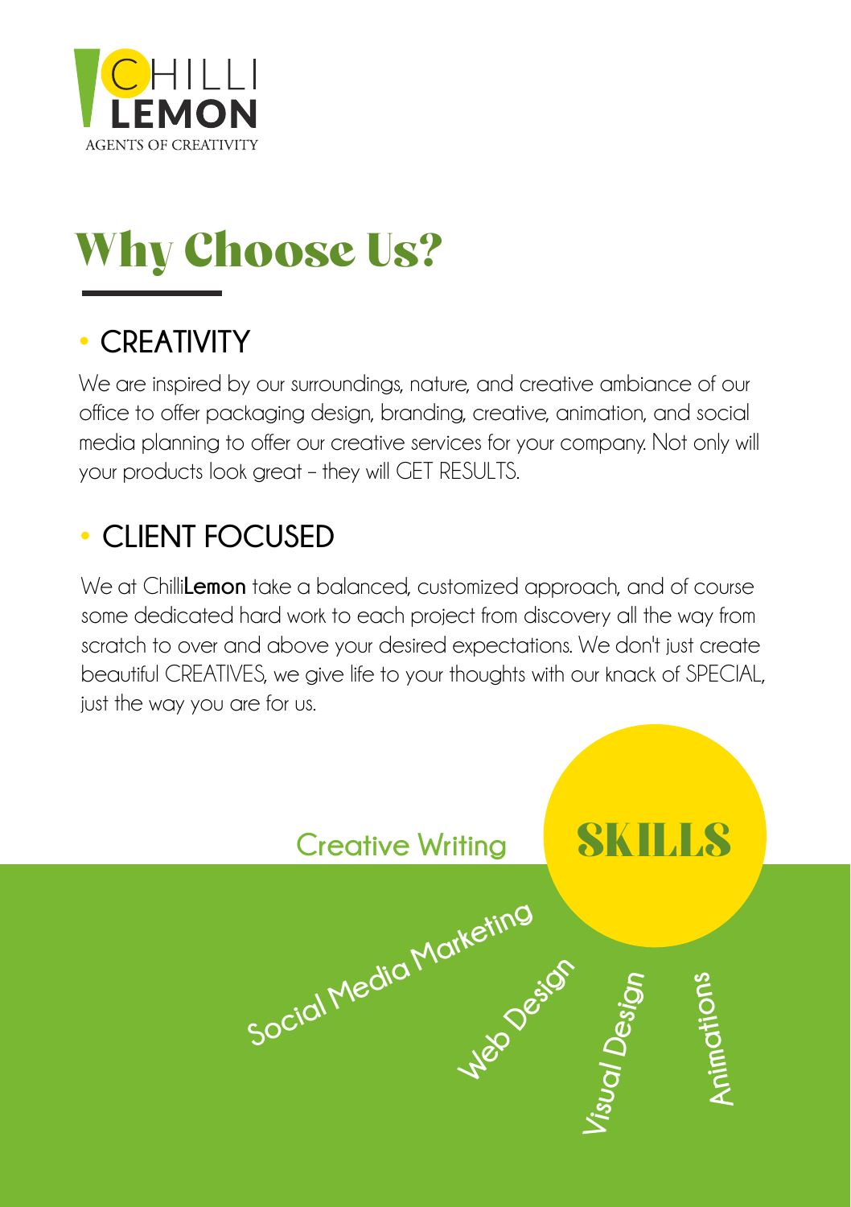CHILLI
LEMON
AGENTS OF CREATIVITY

# Why Choose Us?

## • CREATIVITY

We are inspired by our surroundings, nature, and creative ambiance of our office to offer packaging design, branding, creative, animation, and social media planning to offer our creative services for your company. Not only will your products look great – they will GET RESULTS.

## • CLIENT FOCUSED

We at Chilli**Lemon** take a balanced, customized approach, and of course some dedicated hard work to each project from discovery all the way from scratch to over and above your desired expectations. We don't just create beautiful CREATIVES, we give life to your thoughts with our knack of SPECIAL, just the way you are for us.

## SKILLS

- Creative Writing
- Social Media Marketing
- Web Design
- Visual Design
- Animations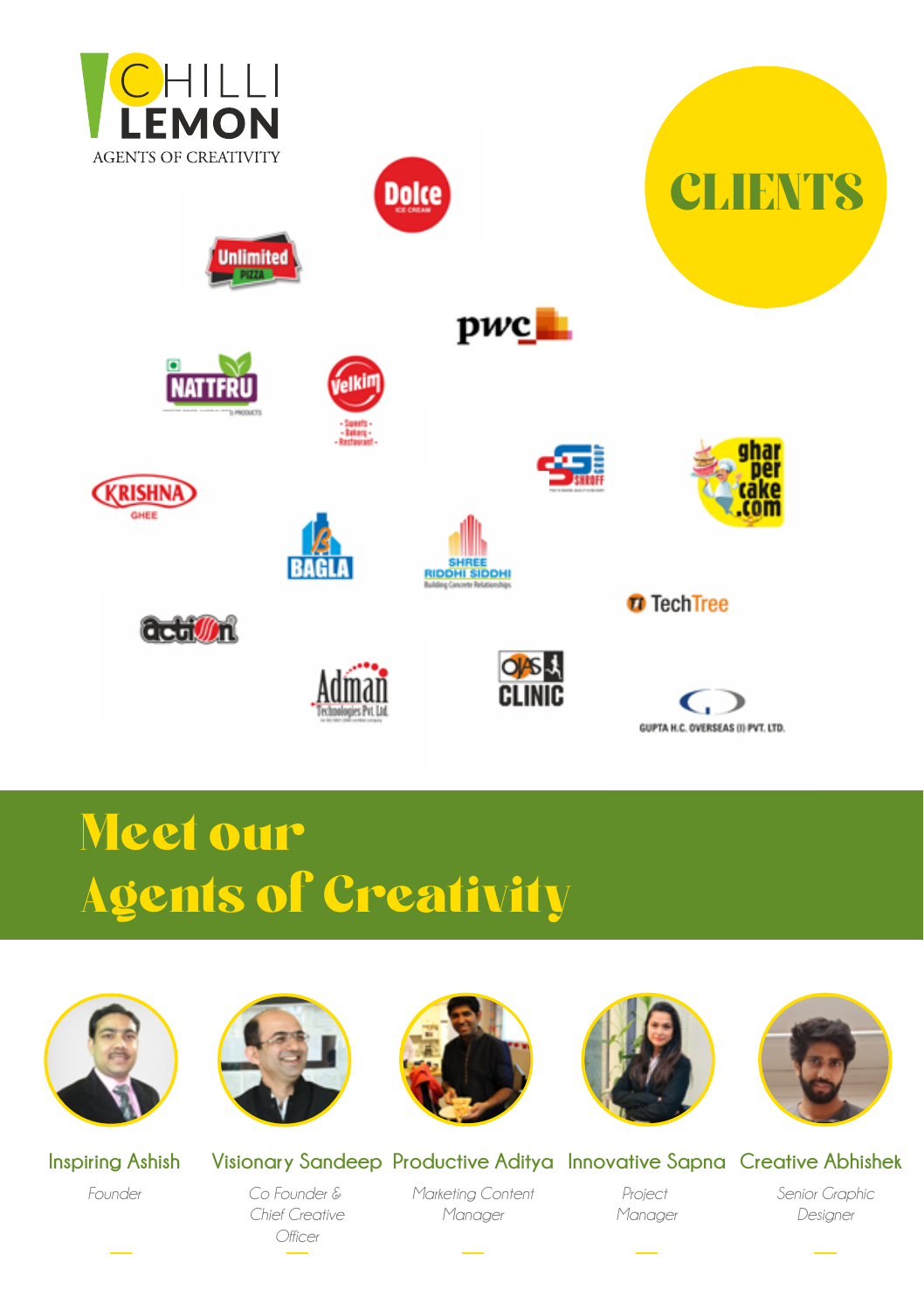CHILLI LEMON

AGENTS OF CREATIVITY

# CLIENTS

Dolce ICE CREAM

Unlimited PIZZA

pwc

NATTFRU

Velkim - Sweets - Bakery - Restaurant -

SHROFF GROUP

ghar per cake .com

KRISHNA GHEE

BAGLA

SHREE RIDDHI SIDDHI Building Concrete Relationships

TechTree

action

Adman Technologies Pvt. Ltd.

OJAS CLINIC

GUPTA H.C. OVERSEAS (I) PVT. LTD.

# Meet our Agents of Creativity

**Inspiring Ashish**
*Founder*

**Visionary Sandeep**
*Co Founder & Chief Creative Officer*

**Productive Aditya**
*Marketing Content Manager*

**Innovative Sapna**
*Project Manager*

**Creative Abhishek**
*Senior Graphic Designer*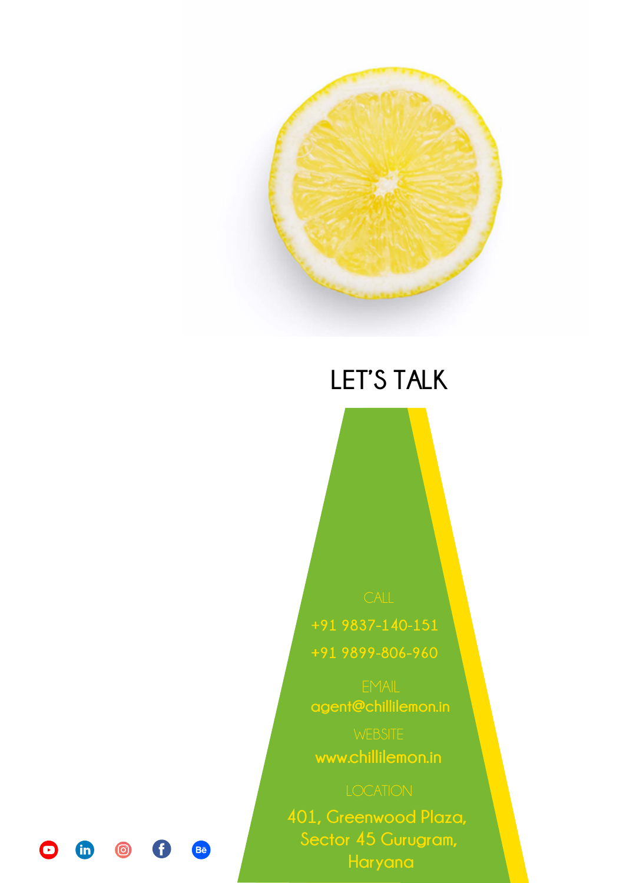# LET'S TALK

CALL

+91 9837-140-151

+91 9899-806-960

EMAIL

agent@chillilemon.in

WEBSITE

www.chillilemon.in

LOCATION

401, Greenwood Plaza,
Sector 45 Gurugram,
Haryana